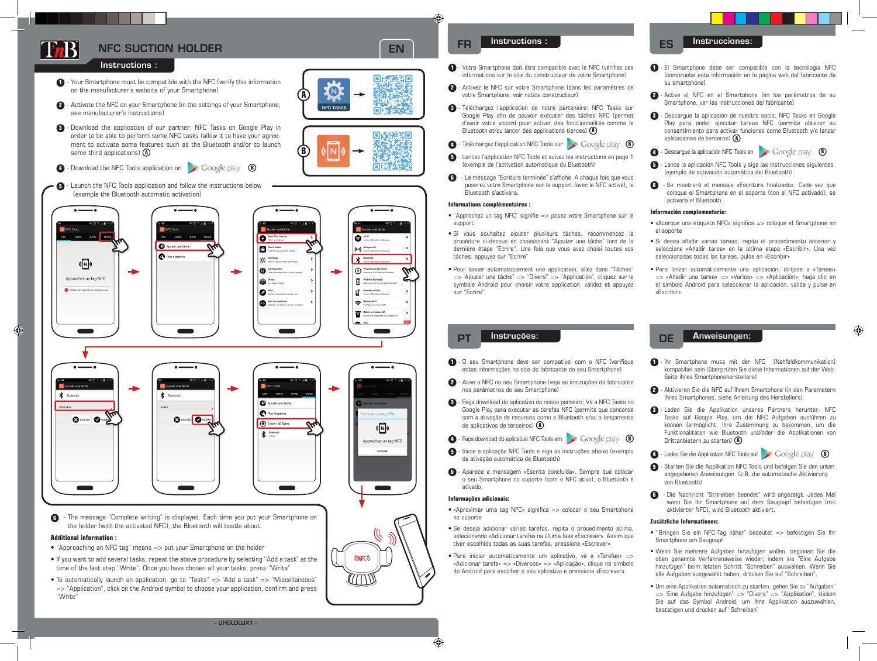# NFC SUCTION HOLDER

## EN

### Instructions :

1. - Your Smartphone must be compatible with the NFC (verify this information on the manufacturer's website of your Smartphone)
2. - Activate the NFC on your Smartphone (in the settings of your Smartphone, see manufacturer's instructions)
3. - Download the application of our partner: NFC Tasks on Google Play in order to be able to perform some NFC tasks (allow it to have your agreement to activate some features such as the Bluetooth and/or to launch some third applications) A
4. - Download the NFC Tools application on Google play B
5. - Launch the NFC Tools application and follow the instructions below (example the Bluetooth automatic activation)
6. - The message "Complete writing" is displayed. Each time you put your Smartphone on the holder (with the activated NFC), the Bluetooth will bustle about.

**Additional information :**

- "Approaching an NFC tag" means => put your Smartphone on the holder
- If you want to add several tasks, repeat the procedure by selecting "Add a task" at the time of the last step "Write". Once you have chosen all your tasks, press "Write"
- To automatically launch an application, go to "Tasks" => 'Add a task" => "Miscellaneous" => "Application", click on the Android symbol to choose your application, confirm and press "Write"

- UHOLDLUX1 -

## FR

### Instructions :

1. - Votre Smartphone doit être compatible avec le NFC (vérifiez ces informations sur le site du constructeur de votre Smartphone)
2. - Activez le NFC sur votre Smartphone (dans les paramètres de votre Smartphone, voir notice constructeur)
3. - Téléchargez l'application de notre partenaire: NFC Tasks sur Google Play afin de pouvoir exécuter des tâches NFC (permet d'avoir votre accord pour activer des fonctionnalités comme le Bluetooth et/ou lancer des applications tierces) A
4. - Téléchargez l'application NFC Tools sur Google play B
5. - Lancez l'application NFC Tools et suivez les instructions en page 1 (exemple de l'activation automatique du Bluetooth)
6. - Le message "Ecriture terminée" s'affiche. A chaque fois que vous poserez votre Smartphone sur le support (avec le NFC activé), le Bluetooth s'activera.

**Informations complémentaires :**

- "Approchez un tag NFC" signifie => posez votre Smartphone sur le support
- Si vous souhaitez ajouter plusieurs tâches, recommencez la procédure ci-dessus en choisissant "Ajouter une tâche" lors de la dernière étape "Ecrire". Une fois que vous avez choisi toutes vos tâches, appuyez sur "Ecrire"
- Pour lancer automatiquement une application, allez dans "Tâches" => 'Ajouter une tâche" => "Divers" => "Application", cliquez sur le symbole Android pour choisir votre application, validez et appuyez sur "Ecrire"

## ES

### Instrucciones:

1. - El Smartphone debe ser compatible con la tecnología NFC (compruebe esta información en la página web del fabricante de su smartphone)
2. - Active el NFC en el Smartphone (en los parámetros de su Smartphone, ver las instrucciones del fabricante)
3. - Descargue la aplicación de nuestro socio: NFC Tasks en Google Play para poder ejecutar tareas NFC (permite obtener su consentimiento para activar funciones como Bluetooth y/o lanzar aplicaciones de terceros) A
4. - Descargue la aplicación NFC Tools en Google play B
5. - Lance la aplicación NFC Tools y siga las instrucciones siguientes (ejemplo de activación automática del Bluetooth)
6. - Se mostrará el mensaje «Escritura finalizada». Cada vez que coloque el Smartphone en el soporte (con el NFC activado), se activará el Bluetooth.

**Información complementaria:**

- «Acerque una etiqueta NFC» significa => coloque el Smartphone en el soporte
- Si desea añadir varias tareas, repita el procedimiento anterior y seleccione «Añadir tarea» en la última etapa «Escribir». Una vez seleccionadas todas las tareas, pulse en «Escribir»
- Para lanzar automáticamente una aplicación, diríjase a «Tareas» => «Añadir una tarea» => «Varios» => «Aplicación», haga clic en el símbolo Android para seleccionar la aplicación, valide y pulse en «Escribir»

## PT

### Instruções:

1. - O seu Smartphone deve ser compatível com o NFC (verifique estas informações no site do fabricante do seu Smartphone)
2. - Ative o NFC no seu Smartphone (veja as instruções do fabricante nos parâmetros do seu Smartphone)
3. - Faça download do aplicativo do nosso parceiro: Vá a NFC Tasks no Google Play para executar as tarefas NFC (permite que concorde com a ativação de recursos como o Bluetooth e/ou o lançamento de aplicativos de terceiros) A
4. - Faça download do aplicativo NFC Tools em Google play B
5. - Inicie a aplicação NFC Tools e siga as instruções abaixo (exemplo da ativação automática de Bluetooth)
6. - Aparece a mensagem «Escrita concluída». Sempre que colocar o seu Smartphone no suporte (com o NFC ativo), o Bluetooth é ativado.

**Informações adicionais:**

- «Aproximar uma tag NFC» significa => colocar o seu Smartphone no suporte
- Se deseja adicionar várias tarefas, repita o procedimento acima, selecionando «Adicionar tarefa» na última fase «Escrever». Assim que tiver escolhido todas as suas tarefas, pressione «Escrever»
- Para iniciar automaticamente um aplicativo, vá a «Tarefas» => «Adicionar tarefa» => «Diversos» => «Aplicação», clique no símbolo do Android para escolher o seu aplicativo e pressione «Escrever»

## DE

### Anweisungen:

1. - Ihr Smartphone muss mit der NFC (Nahfeldkommunikation) kompatibel sein (überprüfen Sie diese Informationen auf der Web-Seite ihres Smartphoneherstellers)
2. - Aktivieren Sie die NFC auf Ihrem Smartphone (in den Parametern Ihres Smartphones, siehe Anleitung des Herstellers)
3. - Laden Sie die Applikation unseres Partners herunter: NFC Tasks auf Google Play, um die NFC Aufgaben ausführen zu können (ermöglicht, Ihre Zustimmung zu bekommen, um die Funktionalitäten wie Bluetooth und/oder die Applikationen von Drittanbietern zu starten) A
4. - Laden Sie die Applikation NFC Tools auf Google play B
5. - Starten Sie die Applikation NFC Tools und befolgen Sie den unten angegebenen Anweisungen (z.B. die automatische Aktivierung von Bluetooth)
6. - Die Nachricht "Schreiben beendet" wird angezeigt. Jedes Mal wenn Sie Ihr Smartphone auf dem Saugnapf befestigen (mit aktivierter NFC), wird Bluetooth aktiviert.

**Zusätzliche Informationen:**

- "Bringen Sie ein NFC-Tag näher" bedeutet => befestigen Sie Ihr Smartphone am Saugnapf
- Wenn Sie mehrere Aufgaben hinzufügen wollen, beginnen Sie die oben genannte Verfahrensweise wieder, indem sie "Eine Aufgabe hinzufügen" beim letzten Schritt "Schreiben" auswählen. Wenn Sie alle Aufgaben ausgewählt haben, drücken Sie auf "Schreiben".
- Um eine Applikation automatisch zu starten, gehen Sie zu "Aufgaben" => 'Eine Aufgabe hinzufügen" => "Divers" => "Applikation", klicken Sie auf das Symbol Android, um Ihre Applikation auszuwählen, bestätigen und drücken auf "Schreiben"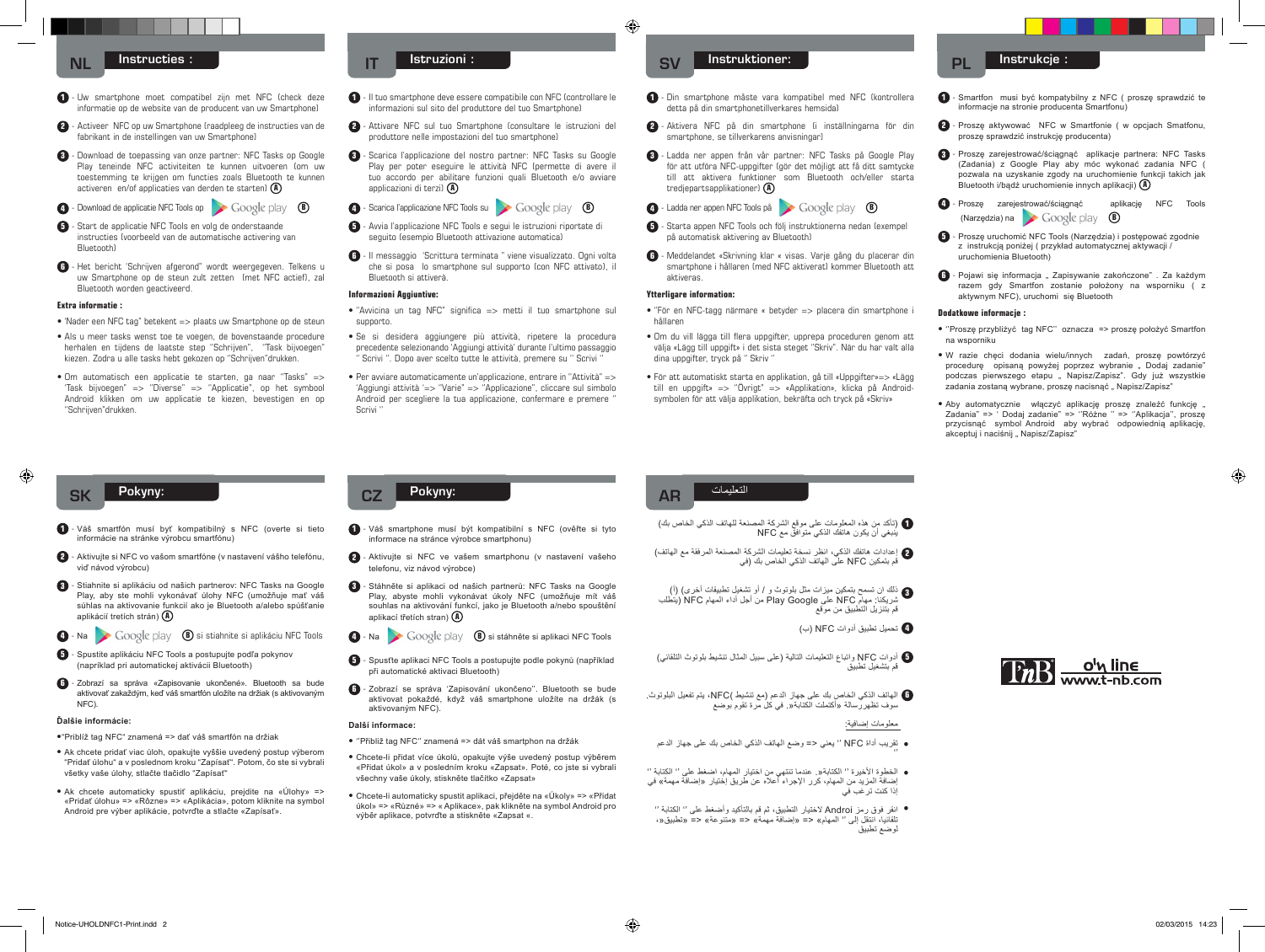## NL Instructies :

1 - Uw smartphone moet compatibel zijn met NFC (check deze informatie op de website van de producent van uw Smartphone)

2 - Activeer NFC op uw Smartphone (raadpleeg de instructies van de fabrikant in de instellingen van uw Smartphone)

3 - Download de toepassing van onze partner: NFC Tasks op Google Play teneinde NFC activiteiten te kunnen uitvoeren (om uw toestemming te krijgen om functies zoals Bluetooth te kunnen activeren en/of applicaties van derden te starten) (A)

4 - Download de applicatie NFC Tools op Google play (B)

5 - Start de applicatie NFC Tools en volg de onderstaande instructies (voorbeeld van de automatische activering van Bluetooth)

6 - Het bericht 'Schrijven afgerond' wordt weergegeven. Telkens u uw Smartphone op de steun zult zetten (met NFC actief), zal Bluetooth worden geactiveerd.

**Extra informatie :**

- 'Nader een NFC tag" betekent => plaats uw Smartphone op de steun
- Als u meer tasks wenst toe te voegen, de bovenstaande procedure herhalen en tijdens de laatste step "Schrijven", "Task bijvoegen" kiezen. Zodra u alle tasks hebt gekozen op "Schrijven"drukken.
- Om automatisch een applicatie te starten, ga naar "Tasks" => 'Task bijvoegen" => "Diverse" => "Applicatie", op het symbool Android klikken om uw applicatie te kiezen, bevestigen en op "Schrijven"drukken.

## IT Istruzioni :

1 - Il tuo smartphone deve essere compatibile con NFC (controllare le informazioni sul sito del produttore del tuo Smartphone)

2 - Attivare NFC sul tuo Smartphone (consultare le istruzioni del produttore nelle impostazioni del tuo smartphone)

3 - Scarica l'applicazione del nostro partner: NFC Tasks su Google Play per poter eseguire le attività NFC (permette di avere il tuo accordo per abilitare funzioni quali Bluetooth e/o avviare applicazioni di terzi) (A)

4 - Scarica l'applicazione NFC Tools su Google play (B)

5 - Avvia l'applicazione NFC Tools e segui le istruzioni riportate di seguito (esempio Bluetooth attivazione automatica)

6 - Il messaggio 'Scrittura terminata " viene visualizzato. Ogni volta che si posa lo smartphone sul supporto (con NFC attivato), il Bluetooth si attiverà.

**Informazioni Aggiuntive:**

- "Avvicina un tag NFC" significa => metti il tuo smartphone sul supporto.
- Se si desidera aggiungere più attività, ripetere la procedura precedente selezionando 'Aggiungi attività' durante l'ultimo passaggio " Scrivi ". Dopo aver scelto tutte le attività, premere su " Scrivi "
- Per avviare automaticamente un'applicazione, entrare in "Attività" => 'Aggiungi attività '=> "Varie" => "Applicazione", cliccare sul simbolo Android per scegliere la tua applicazione, confermare e premere " Scrivi "

## SV Instruktioner:

1 - Din smartphone måste vara kompatibel med NFC (kontrollera detta på din smartphonetillverkares hemsida)

2 - Aktivera NFC på din smartphone (i inställningarna för din smartphone, se tillverkarens anvisningar)

3 - Ladda ner appen från vår partner: NFC Tasks på Google Play för att utföra NFC-uppgifter (gör det möjligt att få ditt samtycke till att aktivera funktioner som Bluetooth och/eller starta tredjepartsapplikationer) (A)

4 - Ladda ner appen NFC Tools på Google play (B)

5 - Starta appen NFC Tools och följ instruktionerna nedan (exempel på automatisk aktivering av Bluetooth)

6 - Meddelandet «Skrivning klar « visas. Varje gång du placerar din smartphone i hållaren (med NFC aktiverat) kommer Bluetooth att aktiveras.

**Ytterligare information:**

- "För en NFC-tagg närmare « betyder => placera din smartphone i hållaren
- Om du vill lägga till flera uppgifter, upprepa proceduren genom att välja «Lägg till uppgift» i det sista steget "Skriv". När du har valt alla dina uppgifter, tryck på " Skriv "
- För att automatiskt starta en applikation, gå till «Uppgifter»=> «Lägg till en uppgift» => "Övrigt" => «Applikation», klicka på Android-symbolen för att välja applikation, bekräfta och tryck på «Skriv»

## PL Instrukcje :

1 - Smartfon musi być kompatybilny z NFC ( proszę sprawdzić te informacje na stronie producenta Smartfonu)

2 - Proszę aktywować NFC w Smartfonie ( w opcjach Smatfonu, proszę sprawdzić instrukcję producenta)

3 - Proszę zarejestrować/ściągnąć aplikacje partnera: NFC Tasks (Zadania) z Google Play aby móc wykonać zadania NFC ( pozwala na uzyskanie zgody na uruchomienie funkcji takich jak Bluetooth i/bądź uruchomienie innych aplikacji) (A)

4 - Proszę zarejestrować/ściągnąć aplikację NFC Tools (Narzędzia) na Google play (B)

5 - Proszę uruchomić NFC Tools (Narzędzia) i postępować zgodnie z instrukcją poniżej ( przykład automatycznej aktywacji / uruchomienia Bluetooth)

6 - Pojawi się informacja „ Zapisywanie zakończone" . Za każdym razem gdy Smartfon zostanie położony na wsporniku ( z aktywnym NFC), uruchomi się Bluetooth

**Dodatkowe informacje :**

- "Proszę przybliżyć tag NFC" oznacza => proszę położyć Smartfon na wsporniku
- W razie chęci dodania wielu/innych zadań, proszę powtórzyć procedurę opisaną powyżej poprzez wybranie „ Dodaj zadanie" podczas pierwszego etapu „ Napisz/Zapisz". Gdy już wszystkie zadania zostaną wybrane, proszę nacisnąć „ Napisz/Zapisz"
- Aby automatycznie włączyć aplikację proszę znaleźć funkcję „ Zadania" => ' Dodaj zadanie" => "Różne " => "Aplikacja", proszę przycisnąć symbol Android aby wybrać odpowiednią aplikację, akceptuj i naciśnij „ Napisz/Zapisz"

## SK Pokyny:

1 - Váš smartfón musí byť kompatibilný s NFC (overte si tieto informácie na stránke výrobcu smartfónu)

2 - Aktivujte si NFC vo vašom smartfóne (v nastavení vášho telefónu, viď návod výrobcu)

3 - Stiahnite si aplikáciu od našich partnerov: NFC Tasks na Google Play, aby ste mohli vykonávať úlohy NFC (umožňuje mať váš súhlas na aktivovanie funkcií ako je Bluetooth a/alebo spúšťanie aplikácií tretích strán) (A)

4 - Na Google play (B) si stiahnite si aplikáciu NFC Tools

5 - Spustite aplikáciu NFC Tools a postupujte podľa pokynov (napríklad pri automatickej aktivácii Bluetooth)

6 - Zobrazí sa správa «Zapisovanie ukončené». Bluetooth sa bude aktivovať zakaždým, keď váš smartfón uložíte na držiak (s aktivovaným NFC).

**Ďalšie informácie:**

- "Priblíž tag NFC" znamená => dať váš smartfón na držiak
- Ak chcete pridať viac úloh, opakujte vyššie uvedený postup výberom "Pridať úlohu" a v poslednom kroku "Zapísať". Potom, čo ste si vybrali všetky vaše úlohy, stlačte tlačidlo "Zapísať"
- Ak chcete automaticky spustiť aplikáciu, prejdite na «Úlohy» => «Pridať úlohu» => «Rôzne» => «Aplikácia», potom kliknite na symbol Android pre výber aplikácie, potvrďte a stlačte «Zapísať».

## CZ Pokyny:

1 - Váš smartphone musí být kompatibilní s NFC (ověřte si tyto informace na stránce výrobce smartphonu)

2 - Aktivujte si NFC ve vašem smartphonu (v nastavení vašeho telefonu, viz návod výrobce)

3 - Stáhněte si aplikaci od našich partnerů: NFC Tasks na Google Play, abyste mohli vykonávat úkoly NFC (umožňuje mít váš souhlas na aktivování funkcí, jako je Bluetooth a/nebo spouštění aplikací třetích stran) (A)

4 - Na Google play (B) si stáhněte si aplikaci NFC Tools

5 - Spusťte aplikaci NFC Tools a postupujte podle pokynů (například při automatické aktivaci Bluetooth)

6 - Zobrazí se správa 'Zapisování ukončeno". Bluetooth se bude aktivovat pokaždé, když váš smartphone uložíte na držák (s aktivovaným NFC).

**Další informace:**

- "Přibliž tag NFC" znamená => dát váš smartphon na držák
- Chcete-li přidat více úkolů, opakujte výše uvedený postup výběrem «Přidat úkol» a v posledním kroku «Zapsat». Poté, co jste si vybrali všechny vaše úkoly, stiskněte tlačítko «Zapsat»
- Chcete-li automaticky spustit aplikaci, přejděte na «Úkoly» => «Přidat úkol» => «Různé» => « Aplikace», pak klikněte na symbol Android pro výběr aplikace, potvrďte a stiskněte «Zapsat «.

## AR التعليمات

1 (تأكد من هذه المعلومات على موقع الشركة المصنعة للهاتف الذكي الخاص بك) ينبغي أن يكون هاتفك الذكي متوافق مع NFC

2 (إعدادات هاتفك الذكي، انظر نسخة تعليمات الشركة المصنعة المرفقة مع الهاتف) قم بتمكين NFC على الهاتف الذكي الخاص بك (في)

3 ذلك ان تسمح بتمكين ميزات مثل بلوتوث و / أو تشغيل تطبيقات أخرى) (أ) شريكنا: مهام NFC على Google Play من أجل أداء المهام NFC (يتطلب) قم بتنزيل التطبيق من موقع

4 تحميل تطبيق أدوات NFC (ب)

5 أدوات NFC واتباع التعليمات التالية (على سبيل المثال تنشيط بلوتوث التلقائي) قم بتشغيل تطبيق

6 الهاتف الذكي الخاص بك على جهاز الدعم (مع تنشيط NFC)، يتم تفعيل البلوتوث. سوف تظهر رسالة «أكتملت الكتابة». في كل مرة تقوم بوضع

معلومات إضافية:

- تقريب أداة NFC '' يعني => وضع الهاتف الذكي الخاص بك على جهاز الدعم
- الخطوة الأخيرة '' الكتابة». عندما تنتهي من اختيار المهام، اضغط على '' الكتابة '' إضافة المزيد من المهام، كرر الإجراء أعلاه عن طريق اختيار «إضافة مهمة» في إذا كنت ترغب في
- انقر فوق رمز Androi لاختيار التطبيق، ثم قم بالتأكيد واضغط على '' الكتابة '' تلقائيا، انتقل إلى '' المهام» => «إضافة مهمة» => «متنوعة» => «تطبيق»، لوضع تطبيق

T'nB on line www.t-nb.com